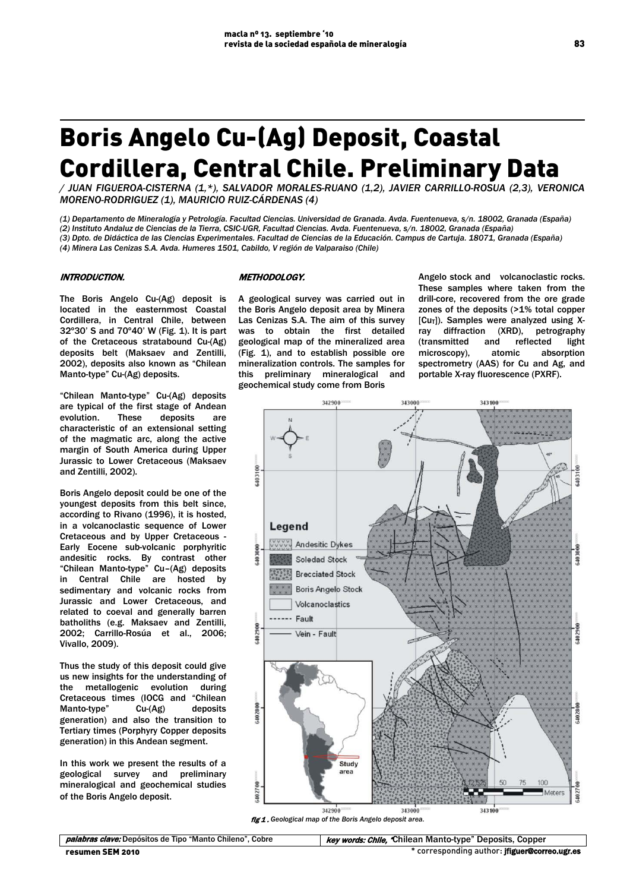# Boris Angelo Cu-(Ag) Deposit, Coastal Cordillera, Central Chile. Preliminary Data

*/ JUAN FIGUEROA-CISTERNA (1,\*), SALVADOR MORALES-RUANO (1,2), JAVIER CARRILLO-ROSUA (2,3), VERONICA MORENO-RODRIGUEZ (1), MAURICIO RUIZ-CÁRDENAS (4)*

*(1) Departamento de Mineralogía y Petrología. Facultad Ciencias. Universidad de Granada. Avda. Fuentenueva, s/n. 18002, Granada (España)*
*(2) Instituto Andaluz de Ciencias de la Tierra, CSIC-UGR, Facultad Ciencias. Avda. Fuentenueva, s/n. 18002, Granada (España)*
*(3) Dpto. de Didáctica de las Ciencias Experimentales. Facultad de Ciencias de la Educación. Campus de Cartuja. 18071, Granada (España)*
*(4) Minera Las Cenizas S.A. Avda. Humeres 1501, Cabildo, V región de Valparaiso (Chile)*

## INTRODUCTION.

The Boris Angelo Cu-(Ag) deposit is located in the easternmost Coastal Cordillera, in Central Chile, between 32°30' S and 70°40' W (Fig. 1). It is part of the Cretaceous stratabound Cu-(Ag) deposits belt (Maksaev and Zentilli, 2002), deposits also known as "Chilean Manto-type" Cu-(Ag) deposits.

"Chilean Manto-type" Cu-(Ag) deposits are typical of the first stage of Andean evolution. These deposits are characteristic of an extensional setting of the magmatic arc, along the active margin of South America during Upper Jurassic to Lower Cretaceous (Maksaev and Zentilli, 2002).

Boris Angelo deposit could be one of the youngest deposits from this belt since, according to Rivano (1996), it is hosted, in a volcanoclastic sequence of Lower Cretaceous and by Upper Cretaceous - Early Eocene sub-volcanic porphyritic andesitic rocks. By contrast other "Chilean Manto-type" Cu–(Ag) deposits in Central Chile are hosted by sedimentary and volcanic rocks from Jurassic and Lower Cretaceous, and related to coeval and generally barren batholiths (e.g. Maksaev and Zentilli, 2002; Carrillo-Rosúa et al., 2006; Vivallo, 2009).

Thus the study of this deposit could give us new insights for the understanding of the metallogenic evolution during Cretaceous times (IOCG and "Chilean Manto-type" Cu-(Ag) deposits generation) and also the transition to Tertiary times (Porphyry Copper deposits generation) in this Andean segment.

In this work we present the results of a geological survey and preliminary mineralogical and geochemical studies of the Boris Angelo deposit.

## METHODOLOGY.

A geological survey was carried out in the Boris Angelo deposit area by Minera Las Cenizas S.A. The aim of this survey was to obtain the first detailed geological map of the mineralized area (Fig. 1), and to establish possible ore mineralization controls. The samples for this preliminary mineralogical and geochemical study come from Boris Angelo stock and volcanoclastic rocks. These samples where taken from the drill-core, recovered from the ore grade zones of the deposits (>1% total copper [$Cu_T$]). Samples were analyzed using X-ray diffraction (XRD), petrography (transmitted and reflected light microscopy), atomic absorption spectrometry (AAS) for Cu and Ag, and portable X-ray fluorescence (PXRF).

*fig 1. Geological map of the Boris Angelo deposit area.*

*palabras clave:* Depósitos de Tipo "Manto Chileno", Cobre

*key words: Chile,* "Chilean Manto-type" Deposits, Copper

\* corresponding author: jfiguer@correo.ugr.es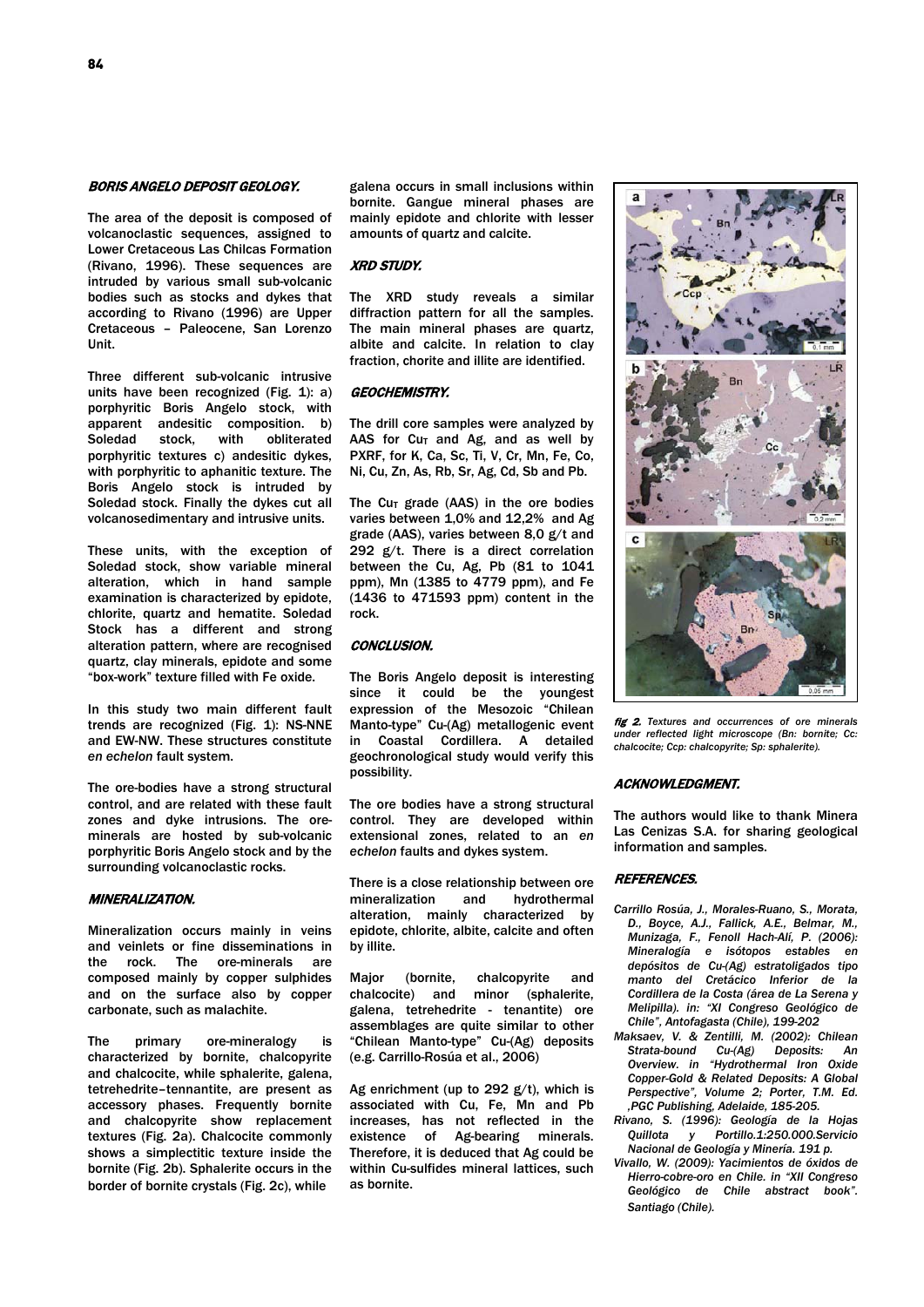## BORIS ANGELO DEPOSIT GEOLOGY.

The area of the deposit is composed of volcanoclastic sequences, assigned to Lower Cretaceous Las Chilcas Formation (Rivano, 1996). These sequences are intruded by various small sub-volcanic bodies such as stocks and dykes that according to Rivano (1996) are Upper Cretaceous – Paleocene, San Lorenzo Unit.

Three different sub-volcanic intrusive units have been recognized (Fig. 1): a) porphyritic Boris Angelo stock, with apparent andesitic composition. b) Soledad stock, with obliterated porphyritic textures c) andesitic dykes, with porphyritic to aphanitic texture. The Boris Angelo stock is intruded by Soledad stock. Finally the dykes cut all volcanosedimentary and intrusive units.

These units, with the exception of Soledad stock, show variable mineral alteration, which in hand sample examination is characterized by epidote, chlorite, quartz and hematite. Soledad Stock has a different and strong alteration pattern, where are recognised quartz, clay minerals, epidote and some "box-work" texture filled with Fe oxide.

In this study two main different fault trends are recognized (Fig. 1): NS-NNE and EW-NW. These structures constitute *en echelon* fault system.

The ore-bodies have a strong structural control, and are related with these fault zones and dyke intrusions. The ore-minerals are hosted by sub-volcanic porphyritic Boris Angelo stock and by the surrounding volcanoclastic rocks.

## MINERALIZATION.

Mineralization occurs mainly in veins and veinlets or fine disseminations in the rock. The ore-minerals are composed mainly by copper sulphides and on the surface also by copper carbonate, such as malachite.

The primary ore-mineralogy is characterized by bornite, chalcopyrite and chalcocite, while sphalerite, galena, tetrehedrite–tennantite, are present as accessory phases. Frequently bornite and chalcopyrite show replacement textures (Fig. 2a). Chalcocite commonly shows a simplectitic texture inside the bornite (Fig. 2b). Sphalerite occurs in the border of bornite crystals (Fig. 2c), while galena occurs in small inclusions within bornite. Gangue mineral phases are mainly epidote and chlorite with lesser amounts of quartz and calcite.

## XRD STUDY.

The XRD study reveals a similar diffraction pattern for all the samples. The main mineral phases are quartz, albite and calcite. In relation to clay fraction, chorite and illite are identified.

## GEOCHEMISTRY.

The drill core samples were analyzed by AAS for $Cu_T$ and Ag, and as well by PXRF, for K, Ca, Sc, Ti, V, Cr, Mn, Fe, Co, Ni, Cu, Zn, As, Rb, Sr, Ag, Cd, Sb and Pb.

The $Cu_T$ grade (AAS) in the ore bodies varies between 1,0% and 12,2% and Ag grade (AAS), varies between 8,0 g/t and 292 g/t. There is a direct correlation between the Cu, Ag, Pb (81 to 1041 ppm), Mn (1385 to 4779 ppm), and Fe (1436 to 471593 ppm) content in the rock.

## CONCLUSION.

The Boris Angelo deposit is interesting since it could be the youngest expression of the Mesozoic "Chilean Manto-type" Cu-(Ag) metallogenic event in Coastal Cordillera. A detailed geochronological study would verify this possibility.

The ore bodies have a strong structural control. They are developed within extensional zones, related to an *en echelon* faults and dykes system.

There is a close relationship between ore mineralization and hydrothermal alteration, mainly characterized by epidote, chlorite, albite, calcite and often by illite.

Major (bornite, chalcopyrite and chalcocite) and minor (sphalerite, galena, tetrehedrite - tenantite) ore assemblages are quite similar to other "Chilean Manto-type" Cu-(Ag) deposits (e.g. Carrillo-Rosúa et al., 2006)

Ag enrichment (up to 292 g/t), which is associated with Cu, Fe, Mn and Pb increases, has not reflected in the existence of Ag-bearing minerals. Therefore, it is deduced that Ag could be within Cu-sulfides mineral lattices, such as bornite.

*fig 2. Textures and occurrences of ore minerals under reflected light microscope (Bn: bornite; Cc: chalcocite; Ccp: chalcopyrite; Sp: sphalerite).*

## ACKNOWLEDGMENT.

The authors would like to thank Minera Las Cenizas S.A. for sharing geological information and samples.

## REFERENCES.

*Carrillo Rosúa, J., Morales-Ruano, S., Morata, D., Boyce, A.J., Fallick, A.E., Belmar, M., Munizaga, F., Fenoll Hach-Alí, P. (2006): Mineralogía e isótopos estables en depósitos de Cu-(Ag) estratoligados tipo manto del Cretácico Inferior de la Cordillera de la Costa (área de La Serena y Melipilla). in: "XI Congreso Geológico de Chile", Antofagasta (Chile), 199-202*

*Maksaev, V. & Zentilli, M. (2002): Chilean Strata-bound Cu-(Ag) Deposits: An Overview. in "Hydrothermal Iron Oxide Copper-Gold & Related Deposits: A Global Perspective", Volume 2; Porter, T.M. Ed. ,PGC Publishing, Adelaide, 185-205.*

*Rivano, S. (1996): Geología de la Hojas Quillota y Portillo.1:250.000.Servicio Nacional de Geología y Minería. 191 p.*

*Vivallo, W. (2009): Yacimientos de óxidos de Hierro-cobre-oro en Chile. in "XII Congreso Geológico de Chile abstract book". Santiago (Chile).*